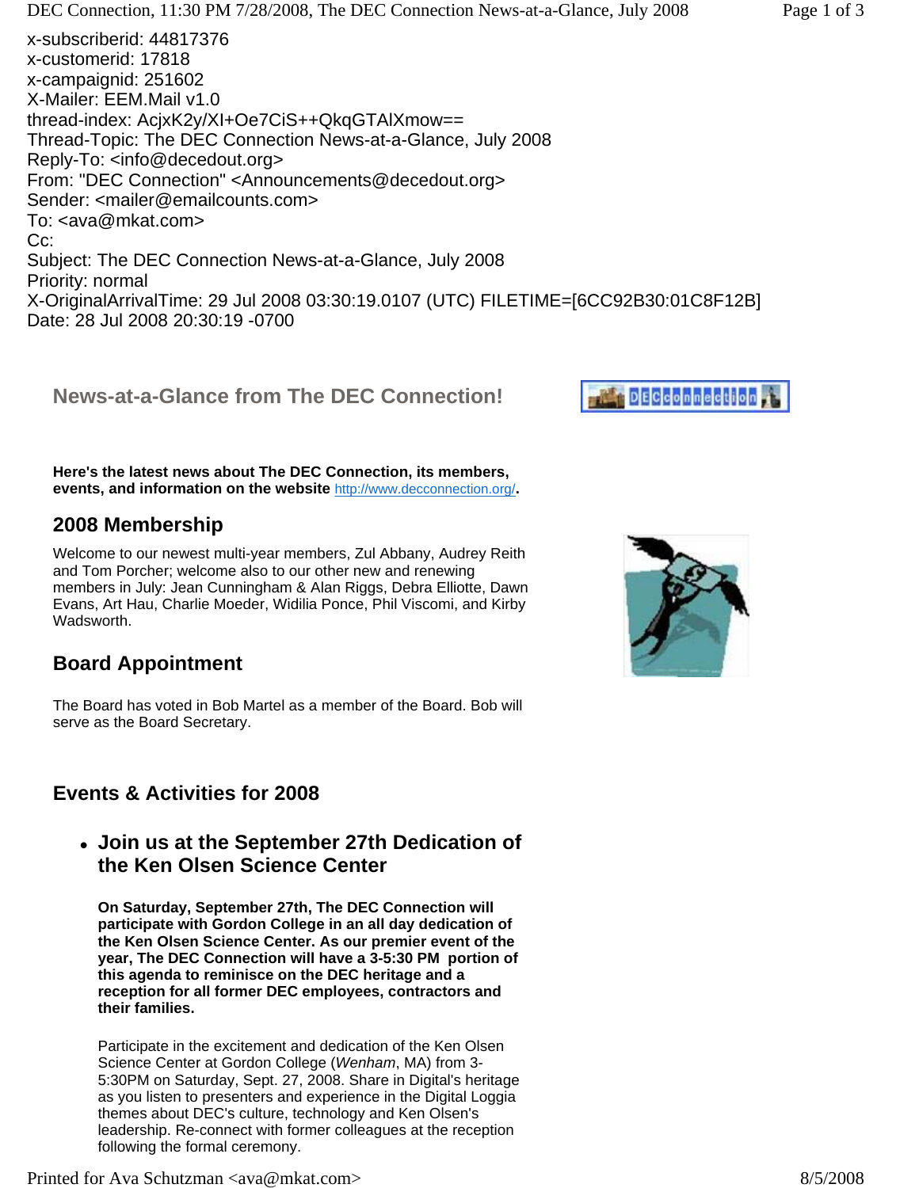x-subscriberid: 44817376
x-customerid: 17818
x-campaignid: 251602
X-Mailer: EEM.Mail v1.0
thread-index: AcjxK2y/XI+Oe7CiS++QkqGTAlXmow==
Thread-Topic: The DEC Connection News-at-a-Glance, July 2008
Reply-To: <info@decedout.org>
From: "DEC Connection" <Announcements@decedout.org>
Sender: <mailer@emailcounts.com>
To: <ava@mkat.com>
Cc:
Subject: The DEC Connection News-at-a-Glance, July 2008
Priority: normal
X-OriginalArrivalTime: 29 Jul 2008 03:30:19.0107 (UTC) FILETIME=[6CC92B30:01C8F12B]
Date: 28 Jul 2008 20:30:19 -0700

# News-at-a-Glance from The DEC Connection!

**Here's the latest news about The DEC Connection, its members, events, and information on the website** http://www.decconnection.org/**.**

## 2008 Membership

Welcome to our newest multi-year members, Zul Abbany, Audrey Reith and Tom Porcher; welcome also to our other new and renewing members in July: Jean Cunningham & Alan Riggs, Debra Elliotte, Dawn Evans, Art Hau, Charlie Moeder, Widilia Ponce, Phil Viscomi, and Kirby Wadsworth.

## Board Appointment

The Board has voted in Bob Martel as a member of the Board. Bob will serve as the Board Secretary.

## Events & Activities for 2008

- ### Join us at the September 27th Dedication of the Ken Olsen Science Center

  **On Saturday, September 27th, The DEC Connection will participate with Gordon College in an all day dedication of the Ken Olsen Science Center. As our premier event of the year, The DEC Connection will have a 3-5:30 PM portion of this agenda to reminisce on the DEC heritage and a reception for all former DEC employees, contractors and their families.**

  Participate in the excitement and dedication of the Ken Olsen Science Center at Gordon College (*Wenham*, MA) from 3-5:30PM on Saturday, Sept. 27, 2008. Share in Digital's heritage as you listen to presenters and experience in the Digital Loggia themes about DEC's culture, technology and Ken Olsen's leadership. Re-connect with former colleagues at the reception following the formal ceremony.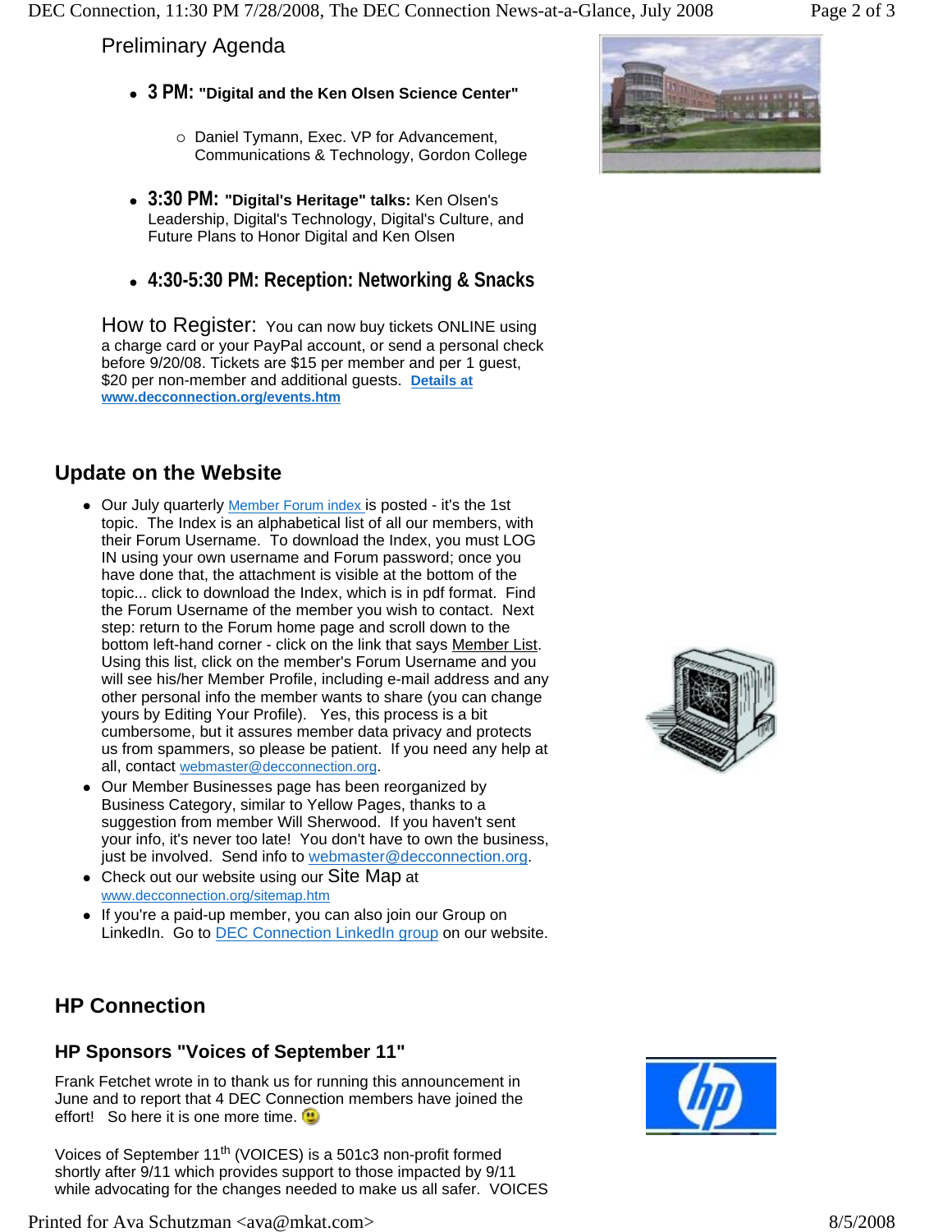Preliminary Agenda

- **3 PM: "Digital and the Ken Olsen Science Center"**
  - Daniel Tymann, Exec. VP for Advancement, Communications & Technology, Gordon College
- **3:30 PM: "Digital's Heritage" talks:** Ken Olsen's Leadership, Digital's Technology, Digital's Culture, and Future Plans to Honor Digital and Ken Olsen
- **4:30-5:30 PM: Reception: Networking & Snacks**

How to Register: You can now buy tickets ONLINE using a charge card or your PayPal account, or send a personal check before 9/20/08. Tickets are $15 per member and per 1 guest, $20 per non-member and additional guests. **Details at www.decconnection.org/events.htm**

## Update on the Website

- Our July quarterly Member Forum index is posted - it's the 1st topic. The Index is an alphabetical list of all our members, with their Forum Username. To download the Index, you must LOG IN using your own username and Forum password; once you have done that, the attachment is visible at the bottom of the topic... click to download the Index, which is in pdf format. Find the Forum Username of the member you wish to contact. Next step: return to the Forum home page and scroll down to the bottom left-hand corner - click on the link that says Member List. Using this list, click on the member's Forum Username and you will see his/her Member Profile, including e-mail address and any other personal info the member wants to share (you can change yours by Editing Your Profile). Yes, this process is a bit cumbersome, but it assures member data privacy and protects us from spammers, so please be patient. If you need any help at all, contact webmaster@decconnection.org.
- Our Member Businesses page has been reorganized by Business Category, similar to Yellow Pages, thanks to a suggestion from member Will Sherwood. If you haven't sent your info, it's never too late! You don't have to own the business, just be involved. Send info to webmaster@decconnection.org.
- Check out our website using our Site Map at www.decconnection.org/sitemap.htm
- If you're a paid-up member, you can also join our Group on LinkedIn. Go to DEC Connection LinkedIn group on our website.

## HP Connection

### HP Sponsors "Voices of September 11"

Frank Fetchet wrote in to thank us for running this announcement in June and to report that 4 DEC Connection members have joined the effort! So here it is one more time. 🙂

Voices of September 11th (VOICES) is a 501c3 non-profit formed shortly after 9/11 which provides support to those impacted by 9/11 while advocating for the changes needed to make us all safer. VOICES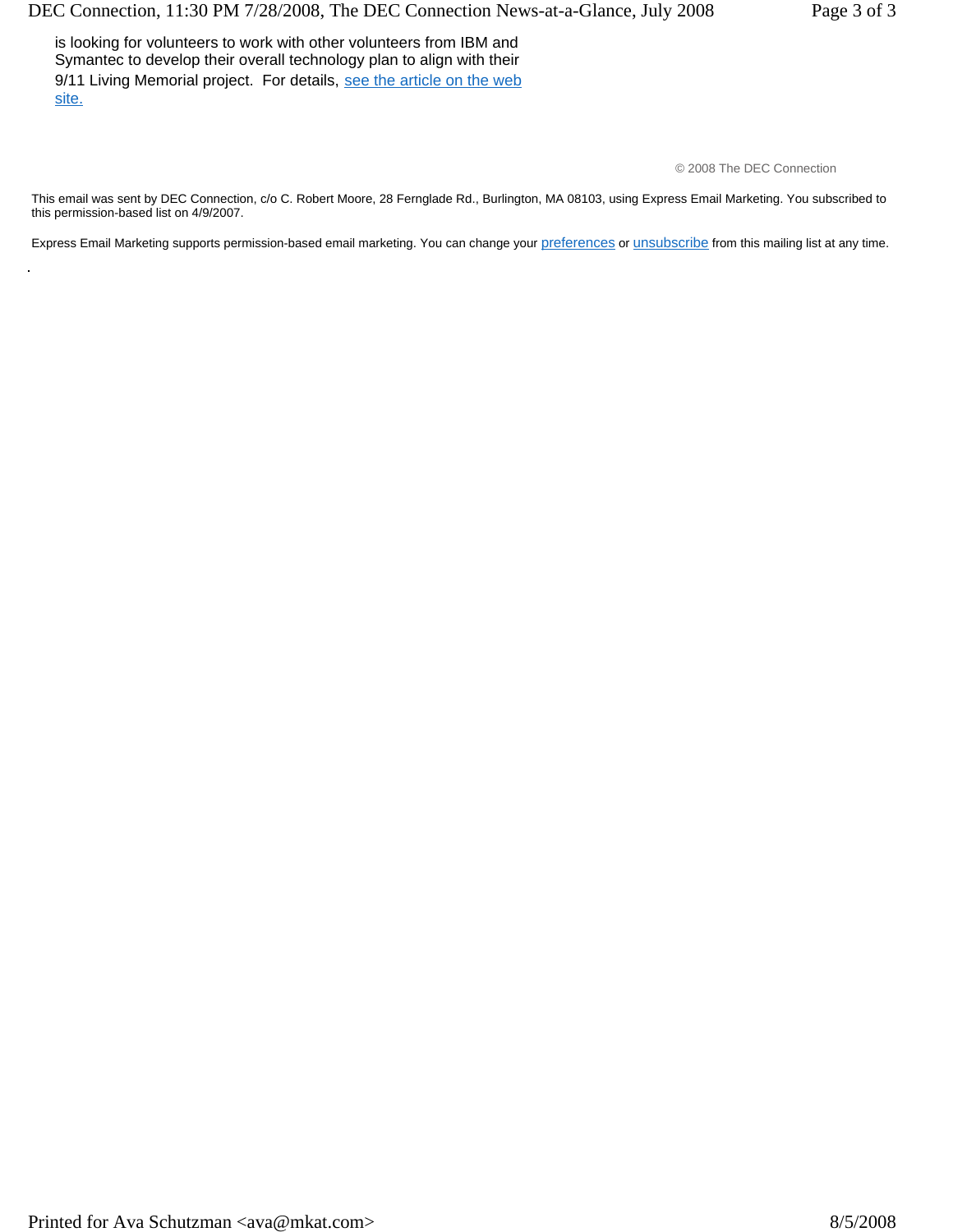is looking for volunteers to work with other volunteers from IBM and Symantec to develop their overall technology plan to align with their 9/11 Living Memorial project. For details, see the article on the web site.

© 2008 The DEC Connection

This email was sent by DEC Connection, c/o C. Robert Moore, 28 Fernglade Rd., Burlington, MA 08103, using Express Email Marketing. You subscribed to this permission-based list on 4/9/2007.

Express Email Marketing supports permission-based email marketing. You can change your preferences or unsubscribe from this mailing list at any time.

.